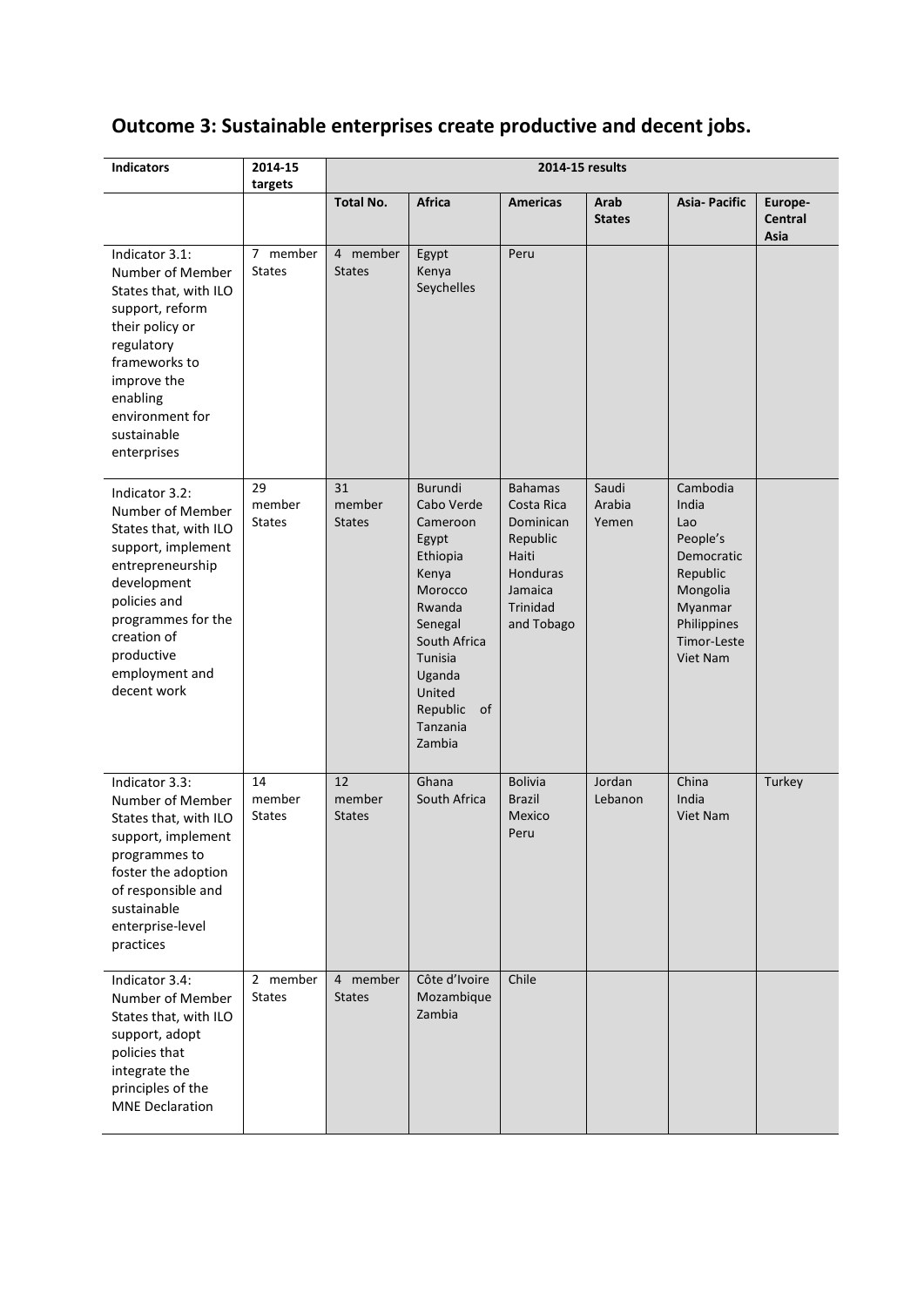# Outcome 3: Sustainable enterprises create productive and decent jobs.

| Indicators | 2014-15 targets | 2014-15 results | | | | | |
|---|---|---|---|---|---|---|---|
| | | **Total No.** | **Africa** | **Americas** | **Arab States** | **Asia- Pacific** | **Europe-Central Asia** |
| Indicator 3.1: Number of Member States that, with ILO support, reform their policy or regulatory frameworks to improve the enabling environment for sustainable enterprises | 7 member States | 4 member States | Egypt<br>Kenya<br>Seychelles | Peru | | | |
| Indicator 3.2: Number of Member States that, with ILO support, implement entrepreneurship development policies and programmes for the creation of productive employment and decent work | 29 member States | 31 member States | Burundi<br>Cabo Verde<br>Cameroon<br>Egypt<br>Ethiopia<br>Kenya<br>Morocco<br>Rwanda<br>Senegal<br>South Africa<br>Tunisia<br>Uganda<br>United Republic of Tanzania<br>Zambia | Bahamas<br>Costa Rica<br>Dominican Republic<br>Haiti<br>Honduras<br>Jamaica<br>Trinidad and Tobago | Saudi Arabia<br>Yemen | Cambodia<br>India<br>Lao People's Democratic Republic<br>Mongolia<br>Myanmar<br>Philippines<br>Timor-Leste<br>Viet Nam | |
| Indicator 3.3: Number of Member States that, with ILO support, implement programmes to foster the adoption of responsible and sustainable enterprise-level practices | 14 member States | 12 member States | Ghana<br>South Africa | Bolivia<br>Brazil<br>Mexico<br>Peru | Jordan<br>Lebanon | China<br>India<br>Viet Nam | Turkey |
| Indicator 3.4: Number of Member States that, with ILO support, adopt policies that integrate the principles of the MNE Declaration | 2 member States | 4 member States | Côte d'Ivoire<br>Mozambique<br>Zambia | Chile | | | |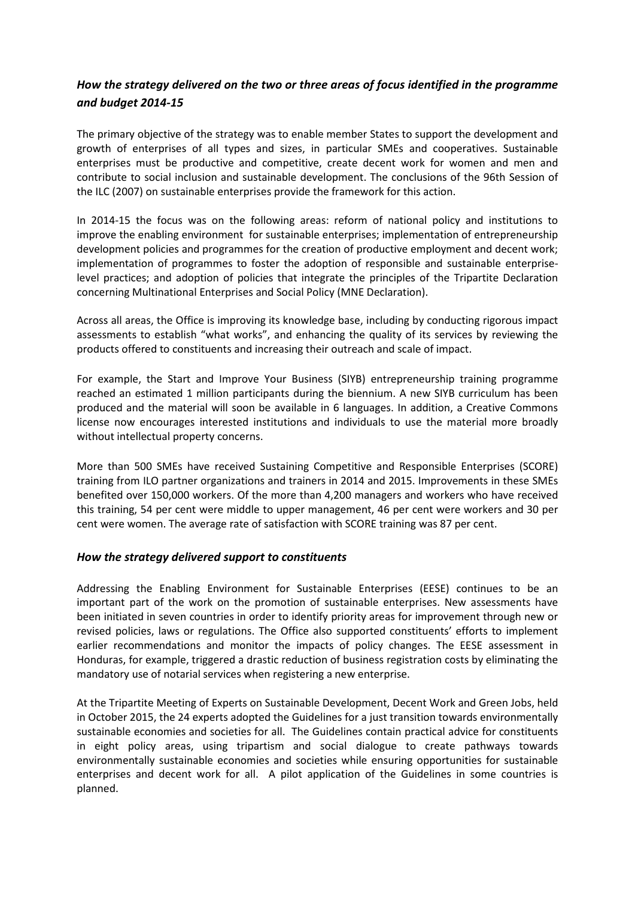### *How the strategy delivered on the two or three areas of focus identified in the programme and budget 2014-15*

The primary objective of the strategy was to enable member States to support the development and growth of enterprises of all types and sizes, in particular SMEs and cooperatives. Sustainable enterprises must be productive and competitive, create decent work for women and men and contribute to social inclusion and sustainable development. The conclusions of the 96th Session of the ILC (2007) on sustainable enterprises provide the framework for this action.

In 2014-15 the focus was on the following areas: reform of national policy and institutions to improve the enabling environment for sustainable enterprises; implementation of entrepreneurship development policies and programmes for the creation of productive employment and decent work; implementation of programmes to foster the adoption of responsible and sustainable enterprise-level practices; and adoption of policies that integrate the principles of the Tripartite Declaration concerning Multinational Enterprises and Social Policy (MNE Declaration).

Across all areas, the Office is improving its knowledge base, including by conducting rigorous impact assessments to establish "what works", and enhancing the quality of its services by reviewing the products offered to constituents and increasing their outreach and scale of impact.

For example, the Start and Improve Your Business (SIYB) entrepreneurship training programme reached an estimated 1 million participants during the biennium. A new SIYB curriculum has been produced and the material will soon be available in 6 languages. In addition, a Creative Commons license now encourages interested institutions and individuals to use the material more broadly without intellectual property concerns.

More than 500 SMEs have received Sustaining Competitive and Responsible Enterprises (SCORE) training from ILO partner organizations and trainers in 2014 and 2015. Improvements in these SMEs benefited over 150,000 workers. Of the more than 4,200 managers and workers who have received this training, 54 per cent were middle to upper management, 46 per cent were workers and 30 per cent were women. The average rate of satisfaction with SCORE training was 87 per cent.

### *How the strategy delivered support to constituents*

Addressing the Enabling Environment for Sustainable Enterprises (EESE) continues to be an important part of the work on the promotion of sustainable enterprises. New assessments have been initiated in seven countries in order to identify priority areas for improvement through new or revised policies, laws or regulations. The Office also supported constituents' efforts to implement earlier recommendations and monitor the impacts of policy changes. The EESE assessment in Honduras, for example, triggered a drastic reduction of business registration costs by eliminating the mandatory use of notarial services when registering a new enterprise.

At the Tripartite Meeting of Experts on Sustainable Development, Decent Work and Green Jobs, held in October 2015, the 24 experts adopted the Guidelines for a just transition towards environmentally sustainable economies and societies for all. The Guidelines contain practical advice for constituents in eight policy areas, using tripartism and social dialogue to create pathways towards environmentally sustainable economies and societies while ensuring opportunities for sustainable enterprises and decent work for all. A pilot application of the Guidelines in some countries is planned.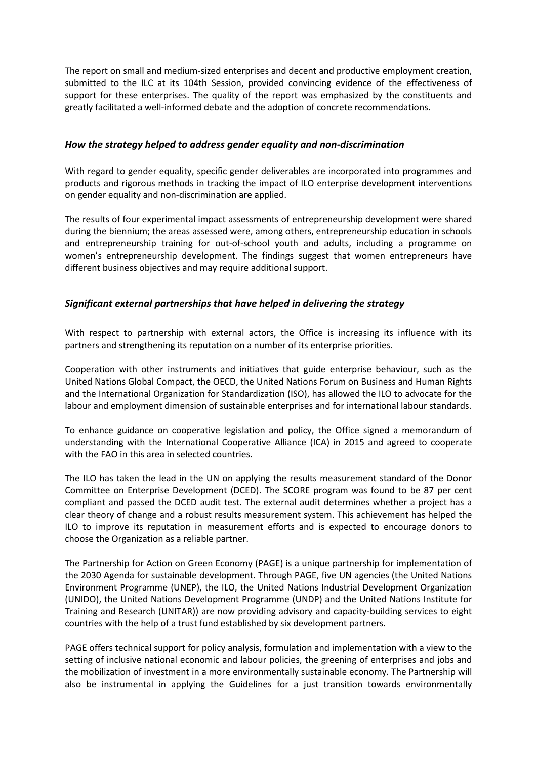The report on small and medium-sized enterprises and decent and productive employment creation, submitted to the ILC at its 104th Session, provided convincing evidence of the effectiveness of support for these enterprises. The quality of the report was emphasized by the constituents and greatly facilitated a well-informed debate and the adoption of concrete recommendations.

### *How the strategy helped to address gender equality and non-discrimination*

With regard to gender equality, specific gender deliverables are incorporated into programmes and products and rigorous methods in tracking the impact of ILO enterprise development interventions on gender equality and non-discrimination are applied.

The results of four experimental impact assessments of entrepreneurship development were shared during the biennium; the areas assessed were, among others, entrepreneurship education in schools and entrepreneurship training for out-of-school youth and adults, including a programme on women's entrepreneurship development. The findings suggest that women entrepreneurs have different business objectives and may require additional support.

### *Significant external partnerships that have helped in delivering the strategy*

With respect to partnership with external actors, the Office is increasing its influence with its partners and strengthening its reputation on a number of its enterprise priorities.

Cooperation with other instruments and initiatives that guide enterprise behaviour, such as the United Nations Global Compact, the OECD, the United Nations Forum on Business and Human Rights and the International Organization for Standardization (ISO), has allowed the ILO to advocate for the labour and employment dimension of sustainable enterprises and for international labour standards.

To enhance guidance on cooperative legislation and policy, the Office signed a memorandum of understanding with the International Cooperative Alliance (ICA) in 2015 and agreed to cooperate with the FAO in this area in selected countries.

The ILO has taken the lead in the UN on applying the results measurement standard of the Donor Committee on Enterprise Development (DCED). The SCORE program was found to be 87 per cent compliant and passed the DCED audit test. The external audit determines whether a project has a clear theory of change and a robust results measurement system. This achievement has helped the ILO to improve its reputation in measurement efforts and is expected to encourage donors to choose the Organization as a reliable partner.

The Partnership for Action on Green Economy (PAGE) is a unique partnership for implementation of the 2030 Agenda for sustainable development. Through PAGE, five UN agencies (the United Nations Environment Programme (UNEP), the ILO, the United Nations Industrial Development Organization (UNIDO), the United Nations Development Programme (UNDP) and the United Nations Institute for Training and Research (UNITAR)) are now providing advisory and capacity-building services to eight countries with the help of a trust fund established by six development partners.

PAGE offers technical support for policy analysis, formulation and implementation with a view to the setting of inclusive national economic and labour policies, the greening of enterprises and jobs and the mobilization of investment in a more environmentally sustainable economy. The Partnership will also be instrumental in applying the Guidelines for a just transition towards environmentally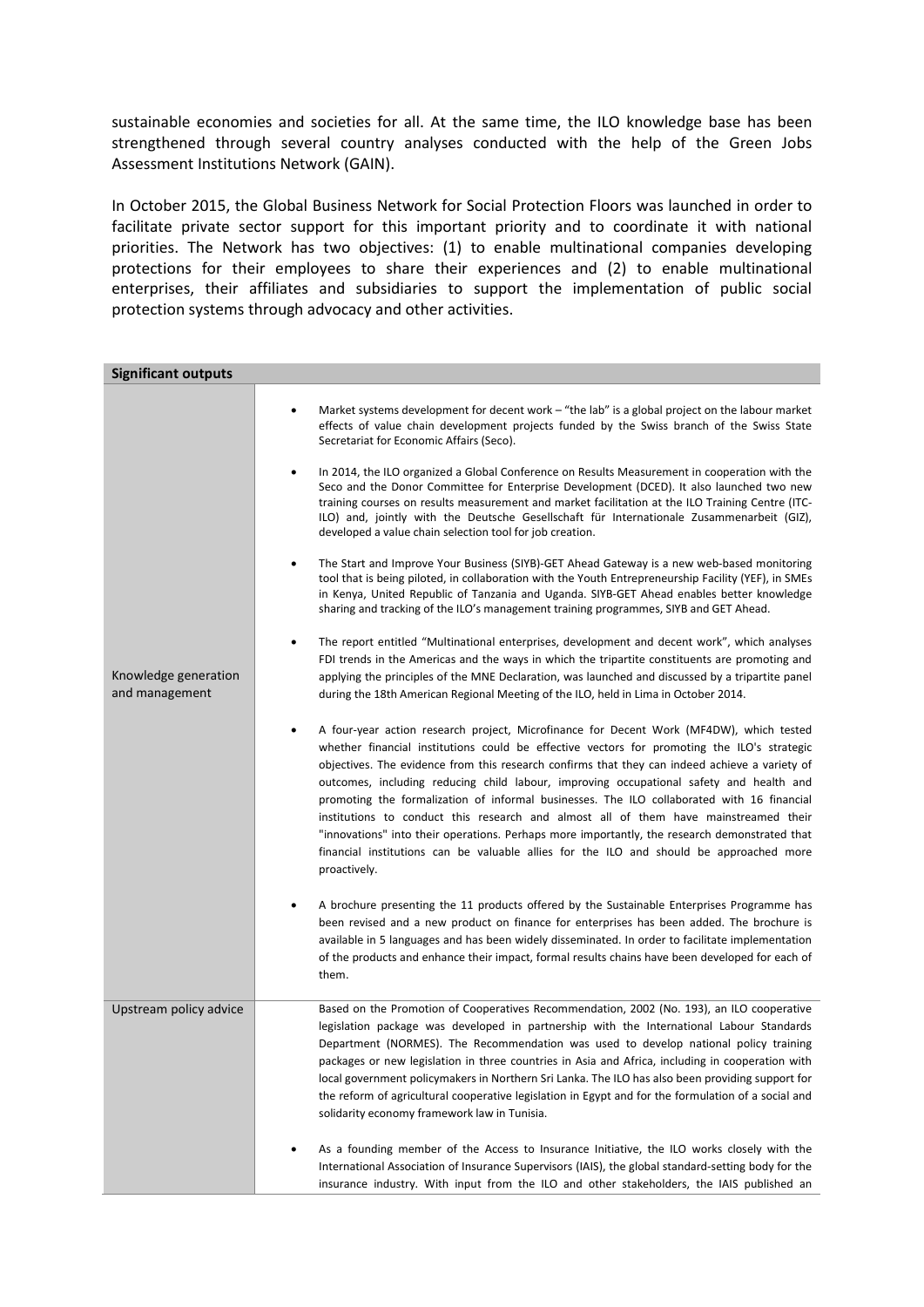sustainable economies and societies for all. At the same time, the ILO knowledge base has been strengthened through several country analyses conducted with the help of the Green Jobs Assessment Institutions Network (GAIN).

In October 2015, the Global Business Network for Social Protection Floors was launched in order to facilitate private sector support for this important priority and to coordinate it with national priorities. The Network has two objectives: (1) to enable multinational companies developing protections for their employees to share their experiences and (2) to enable multinational enterprises, their affiliates and subsidiaries to support the implementation of public social protection systems through advocacy and other activities.

| **Significant outputs** | |
|---|---|
| Knowledge generation and management | • Market systems development for decent work – "the lab" is a global project on the labour market effects of value chain development projects funded by the Swiss branch of the Swiss State Secretariat for Economic Affairs (Seco).<br><br>• In 2014, the ILO organized a Global Conference on Results Measurement in cooperation with the Seco and the Donor Committee for Enterprise Development (DCED). It also launched two new training courses on results measurement and market facilitation at the ILO Training Centre (ITC-ILO) and, jointly with the Deutsche Gesellschaft für Internationale Zusammenarbeit (GIZ), developed a value chain selection tool for job creation.<br><br>• The Start and Improve Your Business (SIYB)-GET Ahead Gateway is a new web-based monitoring tool that is being piloted, in collaboration with the Youth Entrepreneurship Facility (YEF), in SMEs in Kenya, United Republic of Tanzania and Uganda. SIYB-GET Ahead enables better knowledge sharing and tracking of the ILO's management training programmes, SIYB and GET Ahead.<br><br>• The report entitled "Multinational enterprises, development and decent work", which analyses FDI trends in the Americas and the ways in which the tripartite constituents are promoting and applying the principles of the MNE Declaration, was launched and discussed by a tripartite panel during the 18th American Regional Meeting of the ILO, held in Lima in October 2014.<br><br>• A four-year action research project, Microfinance for Decent Work (MF4DW), which tested whether financial institutions could be effective vectors for promoting the ILO's strategic objectives. The evidence from this research confirms that they can indeed achieve a variety of outcomes, including reducing child labour, improving occupational safety and health and promoting the formalization of informal businesses. The ILO collaborated with 16 financial institutions to conduct this research and almost all of them have mainstreamed their "innovations" into their operations. Perhaps more importantly, the research demonstrated that financial institutions can be valuable allies for the ILO and should be approached more proactively.<br><br>• A brochure presenting the 11 products offered by the Sustainable Enterprises Programme has been revised and a new product on finance for enterprises has been added. The brochure is available in 5 languages and has been widely disseminated. In order to facilitate implementation of the products and enhance their impact, formal results chains have been developed for each of them. |
| Upstream policy advice | Based on the Promotion of Cooperatives Recommendation, 2002 (No. 193), an ILO cooperative legislation package was developed in partnership with the International Labour Standards Department (NORMES). The Recommendation was used to develop national policy training packages or new legislation in three countries in Asia and Africa, including in cooperation with local government policymakers in Northern Sri Lanka. The ILO has also been providing support for the reform of agricultural cooperative legislation in Egypt and for the formulation of a social and solidarity economy framework law in Tunisia.<br><br>• As a founding member of the Access to Insurance Initiative, the ILO works closely with the International Association of Insurance Supervisors (IAIS), the global standard-setting body for the insurance industry. With input from the ILO and other stakeholders, the IAIS published an |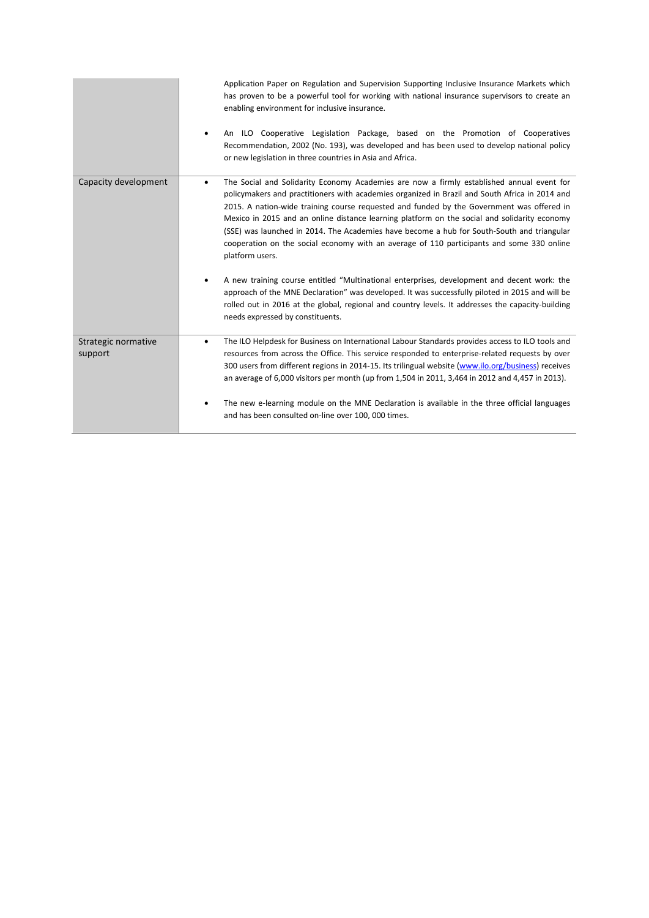| | |
|---|---|
| | Application Paper on Regulation and Supervision Supporting Inclusive Insurance Markets which has proven to be a powerful tool for working with national insurance supervisors to create an enabling environment for inclusive insurance.<br><br>• An ILO Cooperative Legislation Package, based on the Promotion of Cooperatives Recommendation, 2002 (No. 193), was developed and has been used to develop national policy or new legislation in three countries in Asia and Africa. |
| Capacity development | • The Social and Solidarity Economy Academies are now a firmly established annual event for policymakers and practitioners with academies organized in Brazil and South Africa in 2014 and 2015. A nation-wide training course requested and funded by the Government was offered in Mexico in 2015 and an online distance learning platform on the social and solidarity economy (SSE) was launched in 2014. The Academies have become a hub for South-South and triangular cooperation on the social economy with an average of 110 participants and some 330 online platform users.<br><br>• A new training course entitled "Multinational enterprises, development and decent work: the approach of the MNE Declaration" was developed. It was successfully piloted in 2015 and will be rolled out in 2016 at the global, regional and country levels. It addresses the capacity-building needs expressed by constituents. |
| Strategic normative support | • The ILO Helpdesk for Business on International Labour Standards provides access to ILO tools and resources from across the Office. This service responded to enterprise-related requests by over 300 users from different regions in 2014-15. Its trilingual website (www.ilo.org/business) receives an average of 6,000 visitors per month (up from 1,504 in 2011, 3,464 in 2012 and 4,457 in 2013).<br><br>• The new e-learning module on the MNE Declaration is available in the three official languages and has been consulted on-line over 100, 000 times. |